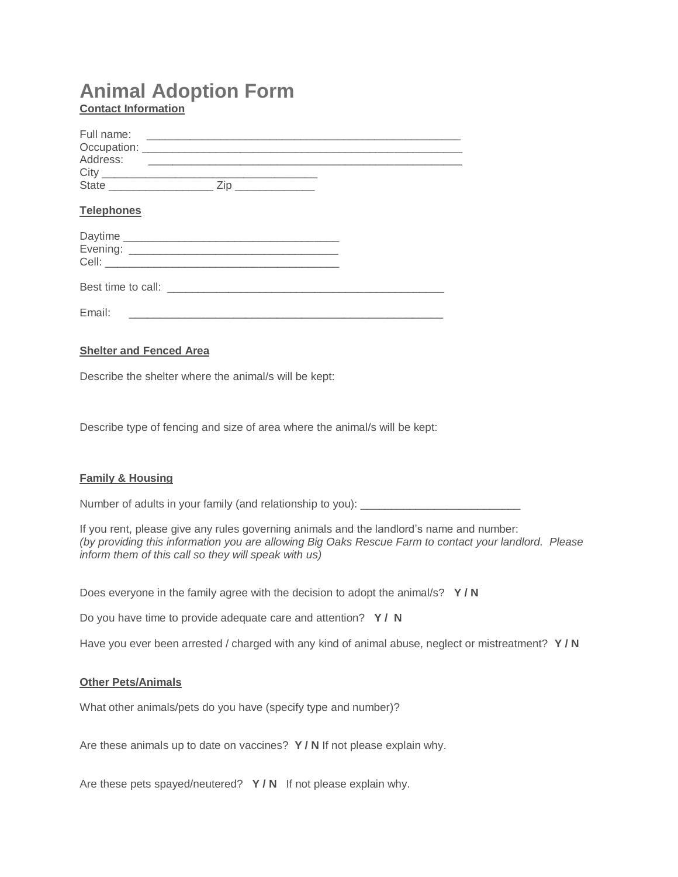# Animal Adoption Form

**Contact Information**

Full name: ____________________________________________________
Occupation: _____________________________________________________
Address: ____________________________________________________
City ____________________________________
State _________________ Zip _____________

**Telephones**

Daytime ____________________________________
Evening: ___________________________________
Cell: _______________________________________

Best time to call: ______________________________________________

Email: ____________________________________________________

**Shelter and Fenced Area**

Describe the shelter where the animal/s will be kept:

Describe type of fencing and size of area where the animal/s will be kept:

**Family & Housing**

Number of adults in your family (and relationship to you): __________________________

If you rent, please give any rules governing animals and the landlord's name and number:
*(by providing this information you are allowing Big Oaks Rescue Farm to contact your landlord. Please inform them of this call so they will speak with us)*

Does everyone in the family agree with the decision to adopt the animal/s? **Y / N**

Do you have time to provide adequate care and attention? **Y / N**

Have you ever been arrested / charged with any kind of animal abuse, neglect or mistreatment? **Y / N**

**Other Pets/Animals**

What other animals/pets do you have (specify type and number)?

Are these animals up to date on vaccines? **Y / N** If not please explain why.

Are these pets spayed/neutered? **Y / N** If not please explain why.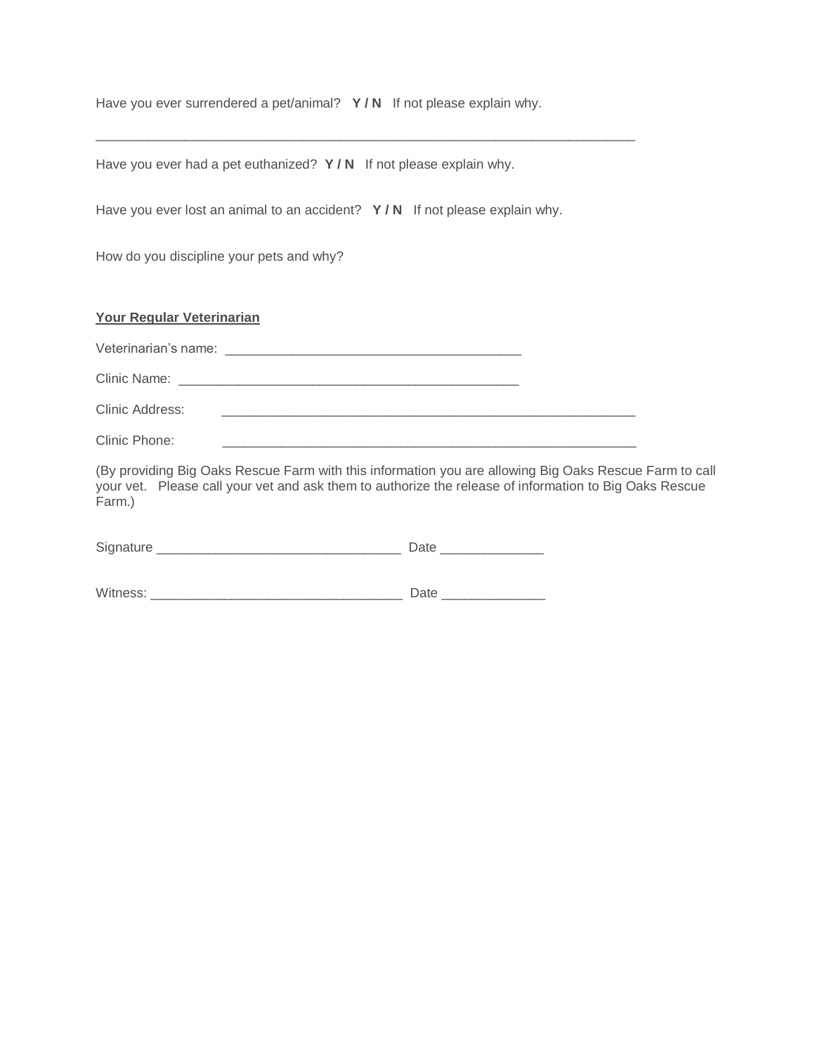Have you ever surrendered a pet/animal? **Y / N** If not please explain why.

________________________________________________________________________

Have you ever had a pet euthanized? **Y / N** If not please explain why.

Have you ever lost an animal to an accident? **Y / N** If not please explain why.

How do you discipline your pets and why?

**Your Regular Veterinarian**

Veterinarian's name: ________________________________________

Clinic Name: ______________________________________________

Clinic Address: ________________________________________________________

Clinic Phone: ________________________________________________________

(By providing Big Oaks Rescue Farm with this information you are allowing Big Oaks Rescue Farm to call your vet. Please call your vet and ask them to authorize the release of information to Big Oaks Rescue Farm.)

Signature ________________________________ Date _____________

Witness: _________________________________ Date _____________